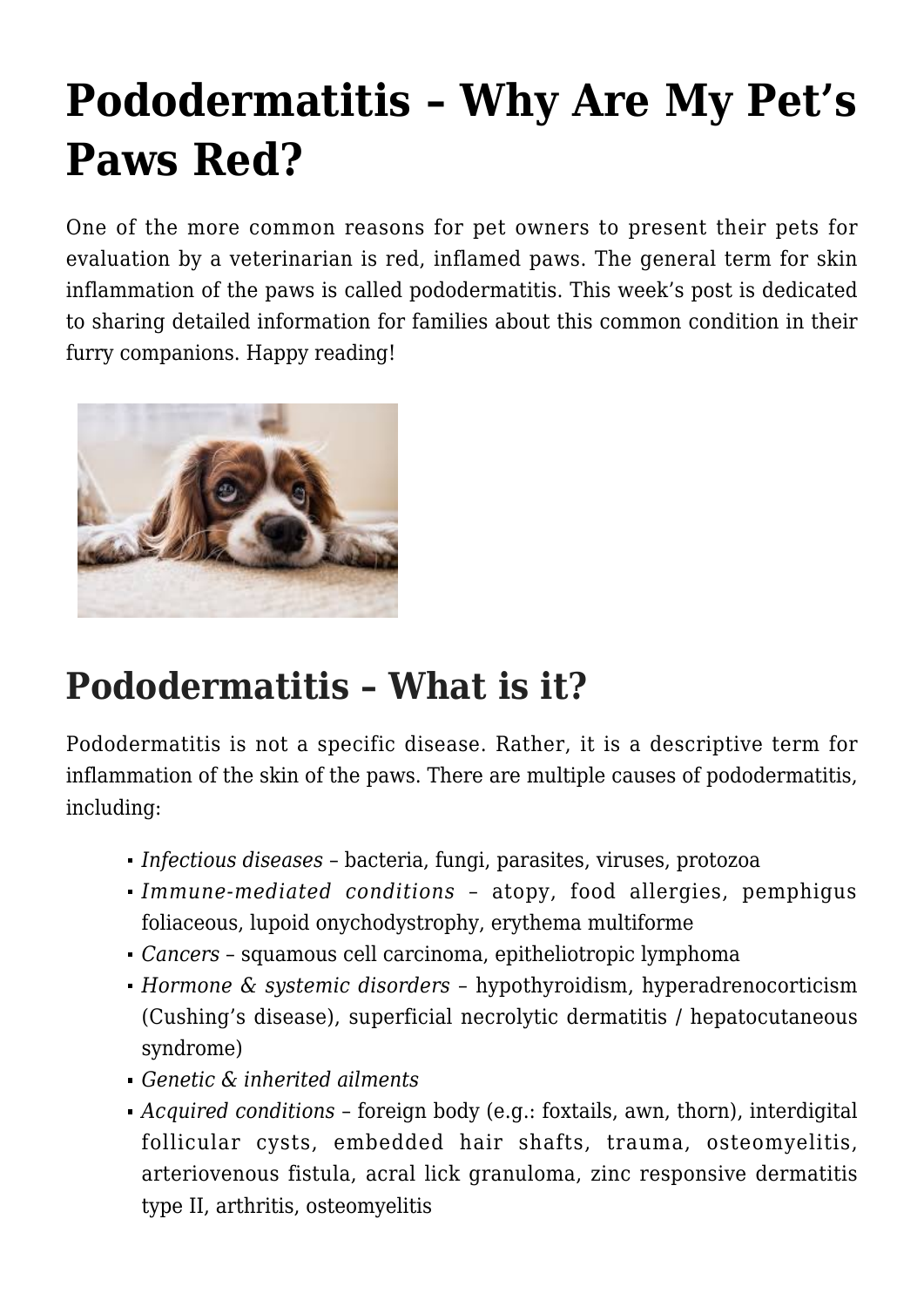# Pododermatitis – Why Are My Pet's Paws Red?

One of the more common reasons for pet owners to present their pets for evaluation by a veterinarian is red, inflamed paws. The general term for skin inflammation of the paws is called pododermatitis. This week's post is dedicated to sharing detailed information for families about this common condition in their furry companions. Happy reading!

## Pododermatitis – What is it?

Pododermatitis is not a specific disease. Rather, it is a descriptive term for inflammation of the skin of the paws. There are multiple causes of pododermatitis, including:

- *Infectious diseases* – bacteria, fungi, parasites, viruses, protozoa
- *Immune-mediated conditions* – atopy, food allergies, pemphigus foliaceous, lupoid onychodystrophy, erythema multiforme
- *Cancers* – squamous cell carcinoma, epitheliotropic lymphoma
- *Hormone & systemic disorders* – hypothyroidism, hyperadrenocorticism (Cushing's disease), superficial necrolytic dermatitis / hepatocutaneous syndrome)
- *Genetic & inherited ailments*
- *Acquired conditions* – foreign body (e.g.: foxtails, awn, thorn), interdigital follicular cysts, embedded hair shafts, trauma, osteomyelitis, arteriovenous fistula, acral lick granuloma, zinc responsive dermatitis type II, arthritis, osteomyelitis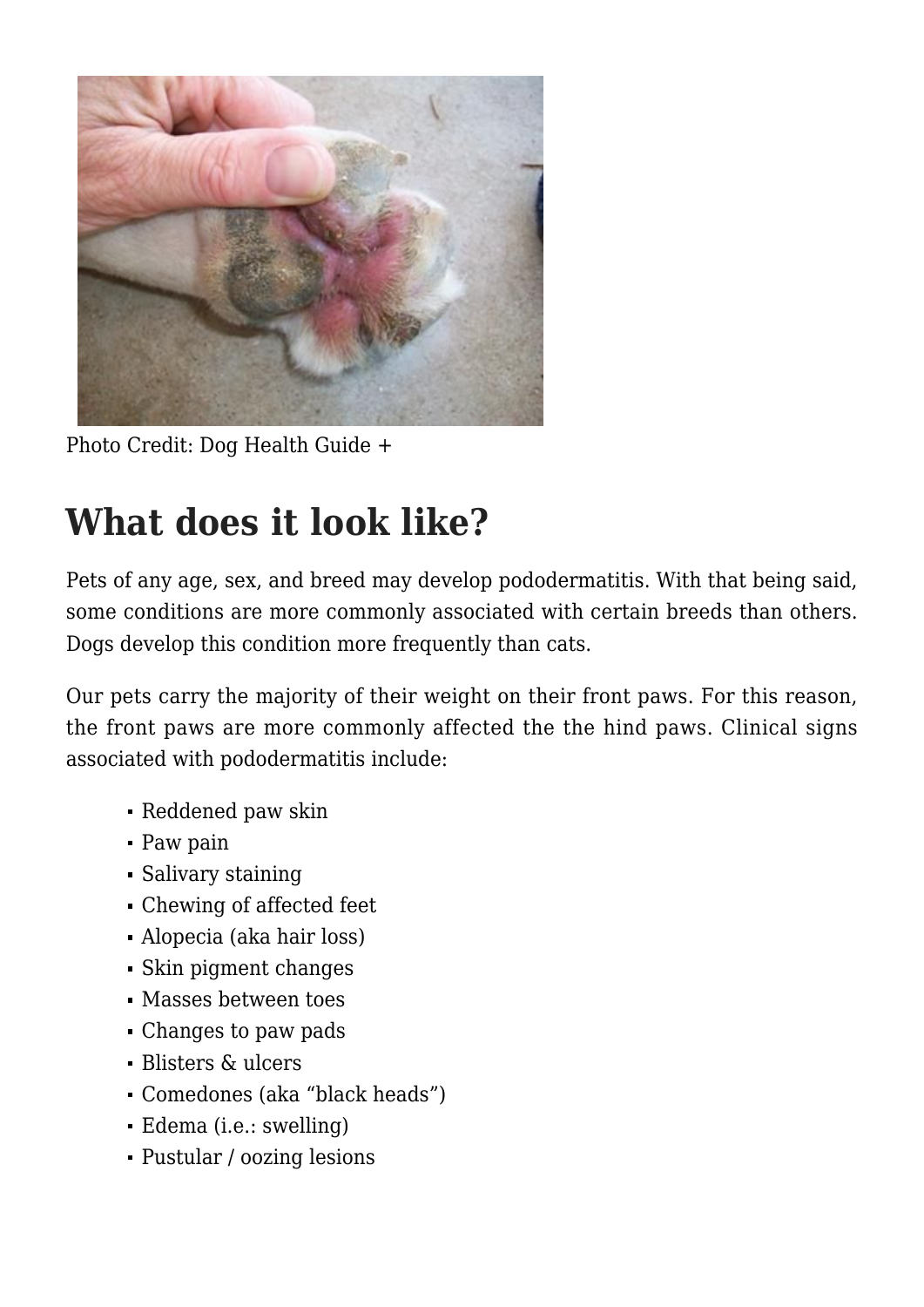Photo Credit: Dog Health Guide +

## What does it look like?

Pets of any age, sex, and breed may develop pododermatitis. With that being said, some conditions are more commonly associated with certain breeds than others. Dogs develop this condition more frequently than cats.

Our pets carry the majority of their weight on their front paws. For this reason, the front paws are more commonly affected the the hind paws. Clinical signs associated with pododermatitis include:

- Reddened paw skin
- Paw pain
- Salivary staining
- Chewing of affected feet
- Alopecia (aka hair loss)
- Skin pigment changes
- Masses between toes
- Changes to paw pads
- Blisters & ulcers
- Comedones (aka "black heads")
- Edema (i.e.: swelling)
- Pustular / oozing lesions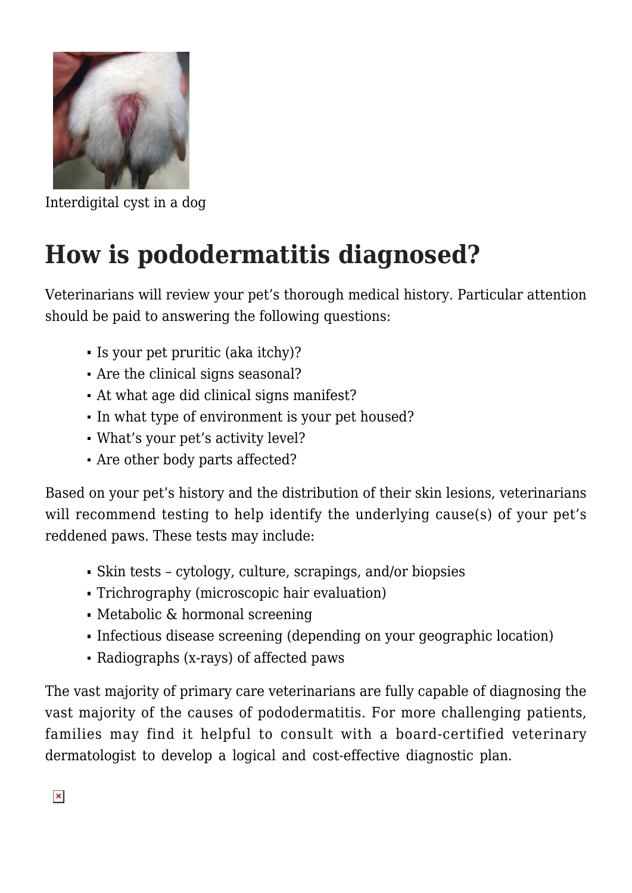Interdigital cyst in a dog

## How is pododermatitis diagnosed?

Veterinarians will review your pet's thorough medical history. Particular attention should be paid to answering the following questions:

- Is your pet pruritic (aka itchy)?
- Are the clinical signs seasonal?
- At what age did clinical signs manifest?
- In what type of environment is your pet housed?
- What's your pet's activity level?
- Are other body parts affected?

Based on your pet's history and the distribution of their skin lesions, veterinarians will recommend testing to help identify the underlying cause(s) of your pet's reddened paws. These tests may include:

- Skin tests – cytology, culture, scrapings, and/or biopsies
- Trichrography (microscopic hair evaluation)
- Metabolic & hormonal screening
- Infectious disease screening (depending on your geographic location)
- Radiographs (x-rays) of affected paws

The vast majority of primary care veterinarians are fully capable of diagnosing the vast majority of the causes of pododermatitis. For more challenging patients, families may find it helpful to consult with a board-certified veterinary dermatologist to develop a logical and cost-effective diagnostic plan.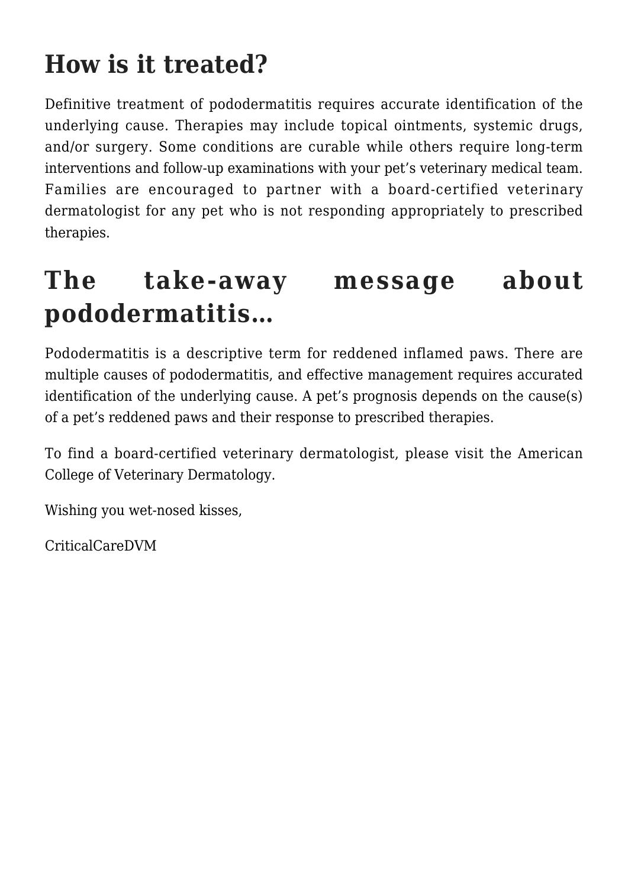## How is it treated?

Definitive treatment of pododermatitis requires accurate identification of the underlying cause. Therapies may include topical ointments, systemic drugs, and/or surgery. Some conditions are curable while others require long-term interventions and follow-up examinations with your pet's veterinary medical team. Families are encouraged to partner with a board-certified veterinary dermatologist for any pet who is not responding appropriately to prescribed therapies.

## The take-away message about pododermatitis…

Pododermatitis is a descriptive term for reddened inflamed paws. There are multiple causes of pododermatitis, and effective management requires accurated identification of the underlying cause. A pet's prognosis depends on the cause(s) of a pet's reddened paws and their response to prescribed therapies.

To find a board-certified veterinary dermatologist, please visit the American College of Veterinary Dermatology.

Wishing you wet-nosed kisses,

CriticalCareDVM